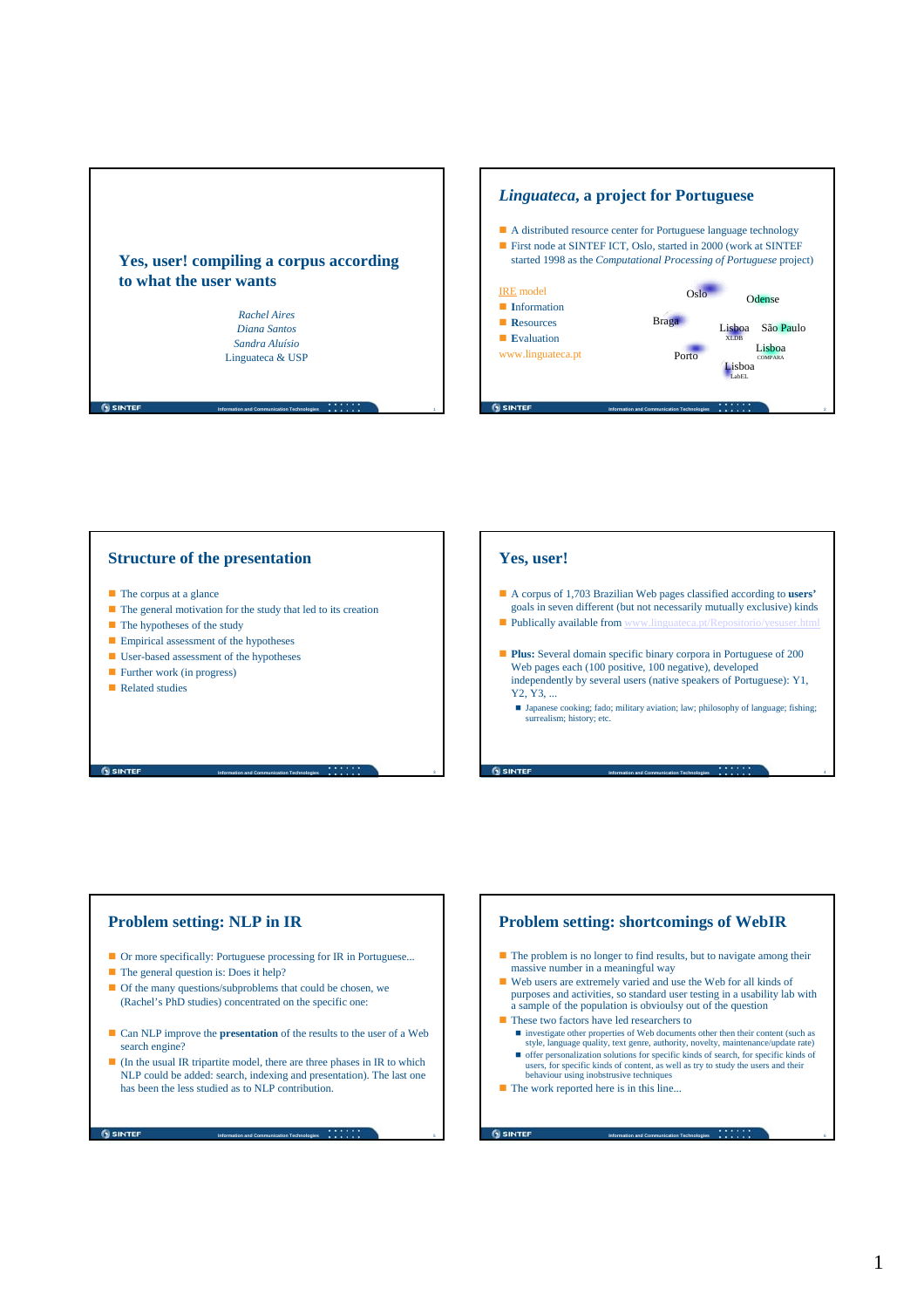# Yes, user! compiling a corpus according to what the user wants

*Rachel Aires*
*Diana Santos*
*Sandra Aluísio*
Linguateca & USP

## *Linguateca*, a project for Portuguese

- A distributed resource center for Portuguese language technology
- First node at SINTEF ICT, Oslo, started in 2000 (work at SINTEF started 1998 as the *Computational Processing of Portuguese* project)

IRE model

- **I**nformation
- **R**esources
- **E**valuation

www.linguateca.pt

Oslo, Odense, Braga, Lisboa XLDB, São Paulo, Lisboa COMPARA, Porto, Lisboa LabEL

## Structure of the presentation

- The corpus at a glance
- The general motivation for the study that led to its creation
- The hypotheses of the study
- Empirical assessment of the hypotheses
- User-based assessment of the hypotheses
- Further work (in progress)
- Related studies

## Yes, user!

- A corpus of 1,703 Brazilian Web pages classified according to **users'** goals in seven different (but not necessarily mutually exclusive) kinds
- Publically available from www.linguateca.pt/Repositorio/yesuser.html

- **Plus:** Several domain specific binary corpora in Portuguese of 200 Web pages each (100 positive, 100 negative), developed independently by several users (native speakers of Portuguese): Y1, Y2, Y3, ...
  - Japanese cooking; fado; military aviation; law; philosophy of language; fishing; surrealism; history; etc.

## Problem setting: NLP in IR

- Or more specifically: Portuguese processing for IR in Portuguese...
- The general question is: Does it help?
- Of the many questions/subproblems that could be chosen, we (Rachel's PhD studies) concentrated on the specific one:

- Can NLP improve the **presentation** of the results to the user of a Web search engine?
- (In the usual IR tripartite model, there are three phases in IR to which NLP could be added: search, indexing and presentation). The last one has been the less studied as to NLP contribution.

## Problem setting: shortcomings of WebIR

- The problem is no longer to find results, but to navigate among their massive number in a meaningful way
- Web users are extremely varied and use the Web for all kinds of purposes and activities, so standard user testing in a usability lab with a sample of the population is obviously out of the question
- These two factors have led researchers to
  - investigate other properties of Web documents other then their content (such as style, language quality, text genre, authority, novelty, maintenance/update rate)
  - offer personalization solutions for specific kinds of search, for specific kinds of users, for specific kinds of content, as well as try to study the users and their behaviour using inobstrusive techniques
- The work reported here is in this line...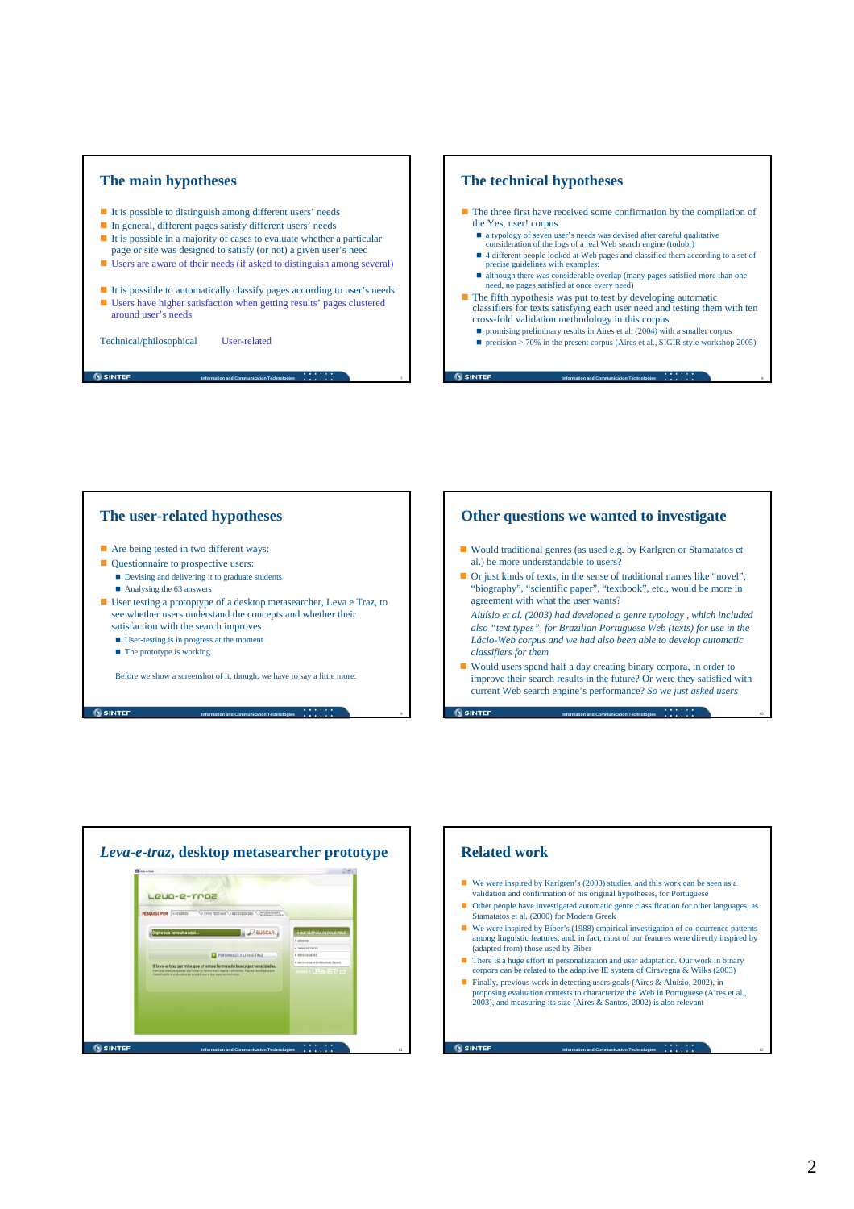## The main hypotheses

- It is possible to distinguish among different users' needs
- In general, different pages satisfy different users' needs
- It is possible in a majority of cases to evaluate whether a particular page or site was designed to satisfy (or not) a given user's need
- Users are aware of their needs (if asked to distinguish among several)

- It is possible to automatically classify pages according to user's needs
- Users have higher satisfaction when getting results' pages clustered around user's needs

Technical/philosophical User-related

## The technical hypotheses

- The three first have received some confirmation by the compilation of the Yes, user! corpus
  - a typology of seven user's needs was devised after careful qualitative consideration of the logs of a real Web search engine (todobr)
  - 4 different people looked at Web pages and classified them according to a set of precise guidelines with examples:
  - although there was considerable overlap (many pages satisfied more than one need, no pages satisfied at once every need)
- The fifth hypothesis was put to test by developing automatic classifiers for texts satisfying each user need and testing them with ten cross-fold validation methodology in this corpus
  - promising preliminary results in Aires et al. (2004) with a smaller corpus
  - precision > 70% in the present corpus (Aires et al., SIGIR style workshop 2005)

## The user-related hypotheses

- Are being tested in two different ways:
- Questionnaire to prospective users:
  - Devising and delivering it to graduate students
  - Analysing the 63 answers
- User testing a prototype of a desktop metasearcher, Leva e Traz, to see whether users understand the concepts and whether their satisfaction with the search improves
  - User-testing is in progress at the moment
  - The prototype is working

Before we show a screenshot of it, though, we have to say a little more:

## Other questions we wanted to investigate

- Would traditional genres (as used e.g. by Karlgren or Stamatatos et al.) be more understandable to users?
- Or just kinds of texts, in the sense of traditional names like "novel", "biography", "scientific paper", "textbook", etc., would be more in agreement with what the user wants?

  *Aluísio et al. (2003) had developed a genre typology , which included also "text types", for Brazilian Portuguese Web (texts) for use in the Lácio-Web corpus and we had also been able to develop automatic classifiers for them*
- Would users spend half a day creating binary corpora, in order to improve their search results in the future? Or were they satisfied with current Web search engine's performance? *So we just asked users*

## *Leva-e-traz*, desktop metasearcher prototype

## Related work

- We were inspired by Karlgren's (2000) studies, and this work can be seen as a validation and confirmation of his original hypotheses, for Portuguese
- Other people have investigated automatic genre classification for other languages, as Stamatatos et al. (2000) for Modern Greek
- We were inspired by Biber's (1988) empirical investigation of co-ocurrence patterns among linguistic features, and, in fact, most of our features were directly inspired by (adapted from) those used by Biber
- There is a huge effort in personalization and user adaptation. Our work in binary corpora can be related to the adaptive IE system of Ciravegna & Wilks (2003)
- Finally, previous work in detecting users goals (Aires & Aluísio, 2002), in proposing evaluation contests to characterize the Web in Portuguese (Aires et al., 2003), and measuring its size (Aires & Santos, 2002) is also relevant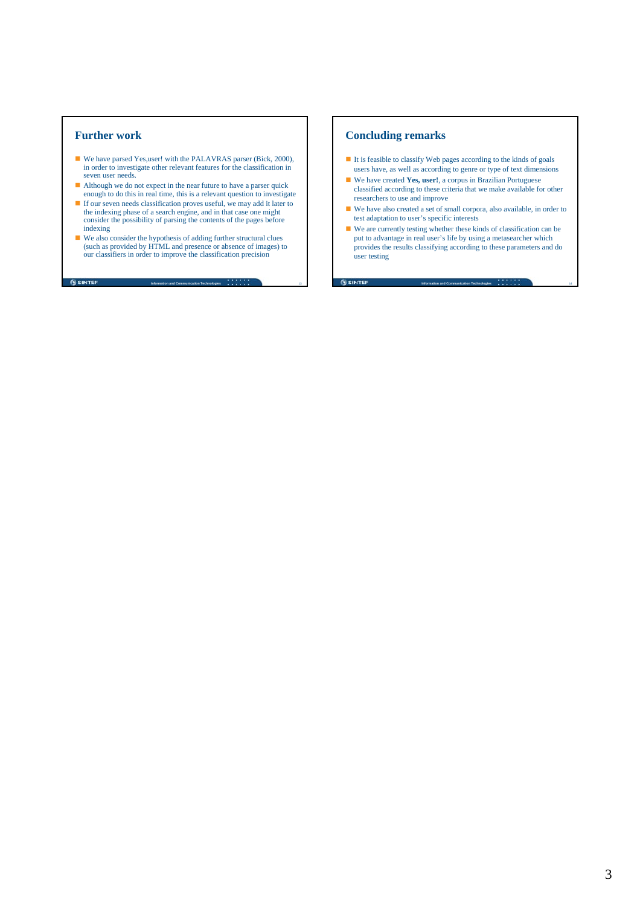## Further work

- We have parsed Yes,user! with the PALAVRAS parser (Bick, 2000), in order to investigate other relevant features for the classification in seven user needs.
- Although we do not expect in the near future to have a parser quick enough to do this in real time, this is a relevant question to investigate
- If our seven needs classification proves useful, we may add it later to the indexing phase of a search engine, and in that case one might consider the possibility of parsing the contents of the pages before indexing
- We also consider the hypothesis of adding further structural clues (such as provided by HTML and presence or absence of images) to our classifiers in order to improve the classification precision

## Concluding remarks

- It is feasible to classify Web pages according to the kinds of goals users have, as well as according to genre or type of text dimensions
- We have created **Yes, user!**, a corpus in Brazilian Portuguese classified according to these criteria that we make available for other researchers to use and improve
- We have also created a set of small corpora, also available, in order to test adaptation to user's specific interests
- We are currently testing whether these kinds of classification can be put to advantage in real user's life by using a metasearcher which provides the results classifying according to these parameters and do user testing